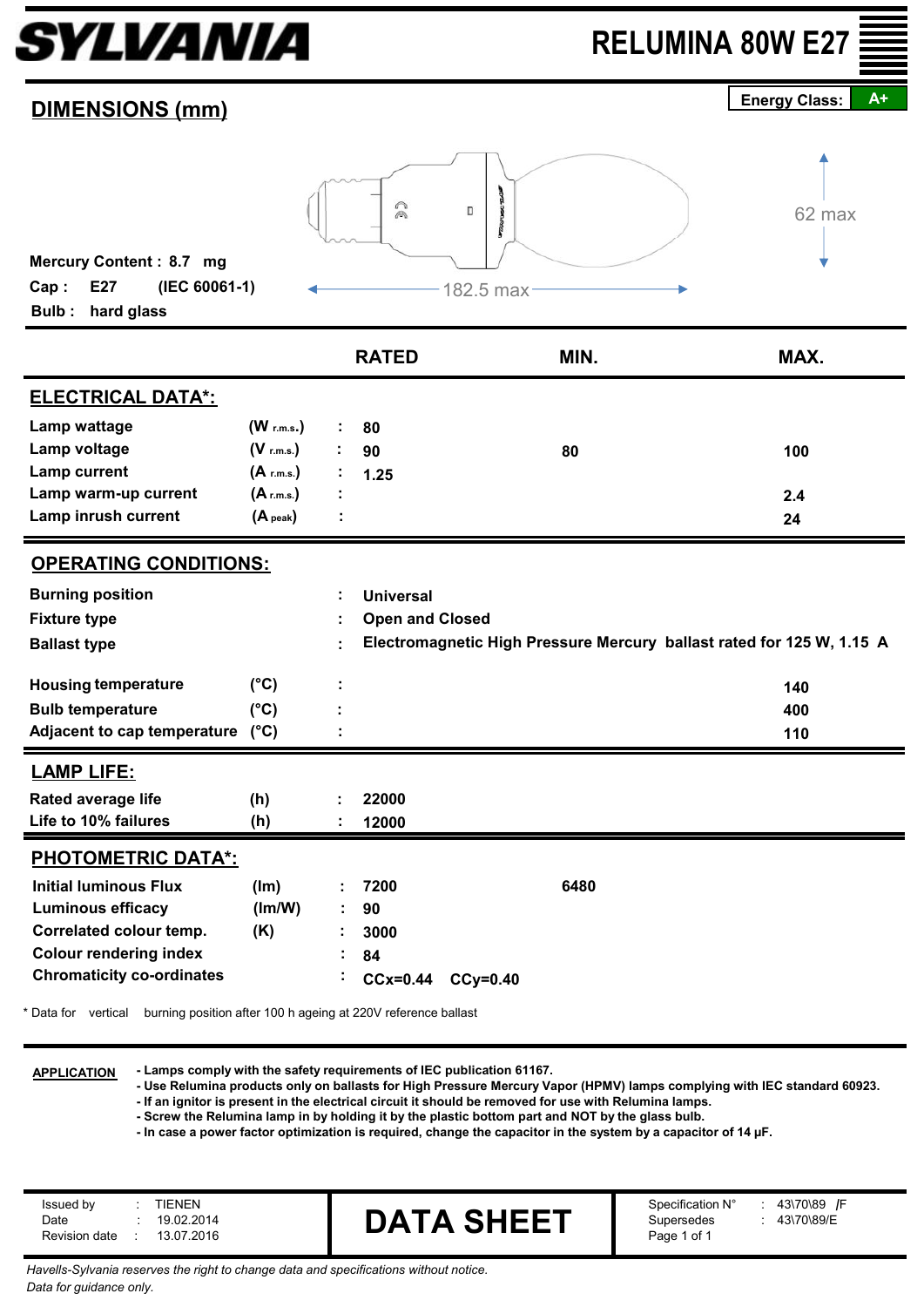# SYLVANIA

# RELUMINA 80W E27

## DIMENSIONS (mm)

**Energy Class:** A+

62 max

182.5 max

**Mercury Content :** 8.7 mg

**Cap :** E27 (IEC 60061-1)

**Bulb :** hard glass

| | | | RATED | MIN. | MAX. |
|---|---|---|---|---|---|
| **ELECTRICAL DATA*:** | | | | | |
| Lamp wattage | (W r.m.s.) | : | 80 | | |
| Lamp voltage | (V r.m.s.) | : | 90 | 80 | 100 |
| Lamp current | (A r.m.s.) | : | 1.25 | | |
| Lamp warm-up current | (A r.m.s.) | : | | | 2.4 |
| Lamp inrush current | (A peak) | : | | | 24 |

## OPERATING CONDITIONS:

| | | | | |
|---|---|---|---|---|
| Burning position | | : | Universal | |
| Fixture type | | : | Open and Closed | |
| Ballast type | | : | Electromagnetic High Pressure Mercury ballast rated for 125 W, 1.15 A | |
| Housing temperature | (°C) | : | | 140 |
| Bulb temperature | (°C) | : | | 400 |
| Adjacent to cap temperature | (°C) | : | | 110 |

## LAMP LIFE:

| | | | |
|---|---|---|---|
| Rated average life | (h) | : | 22000 |
| Life to 10% failures | (h) | : | 12000 |

## PHOTOMETRIC DATA*:

| | | | RATED | MIN. |
|---|---|---|---|---|
| Initial luminous Flux | (lm) | : | 7200 | 6480 |
| Luminous efficacy | (lm/W) | : | 90 | |
| Correlated colour temp. | (K) | : | 3000 | |
| Colour rendering index | | : | 84 | |
| Chromaticity co-ordinates | | : | CCx=0.44 CCy=0.40 | |

* Data for vertical burning position after 100 h ageing at 220V reference ballast

**APPLICATION**

- Lamps comply with the safety requirements of IEC publication 61167.
- Use Relumina products only on ballasts for High Pressure Mercury Vapor (HPMV) lamps complying with IEC standard 60923.
- If an ignitor is present in the electrical circuit it should be removed for use with Relumina lamps.
- Screw the Relumina lamp in by holding it by the plastic bottom part and NOT by the glass bulb.
- In case a power factor optimization is required, change the capacitor in the system by a capacitor of 14 µF.

| | | |
|---|---|---|
| Issued by : TIENEN<br>Date : 19.02.2014<br>Revision date : 13.07.2016 | **DATA SHEET** | Specification N° : 43\70\89 /F<br>Supersedes : 43\70\89/E<br>Page 1 of 1 |

*Havells-Sylvania reserves the right to change data and specifications without notice.*
*Data for guidance only.*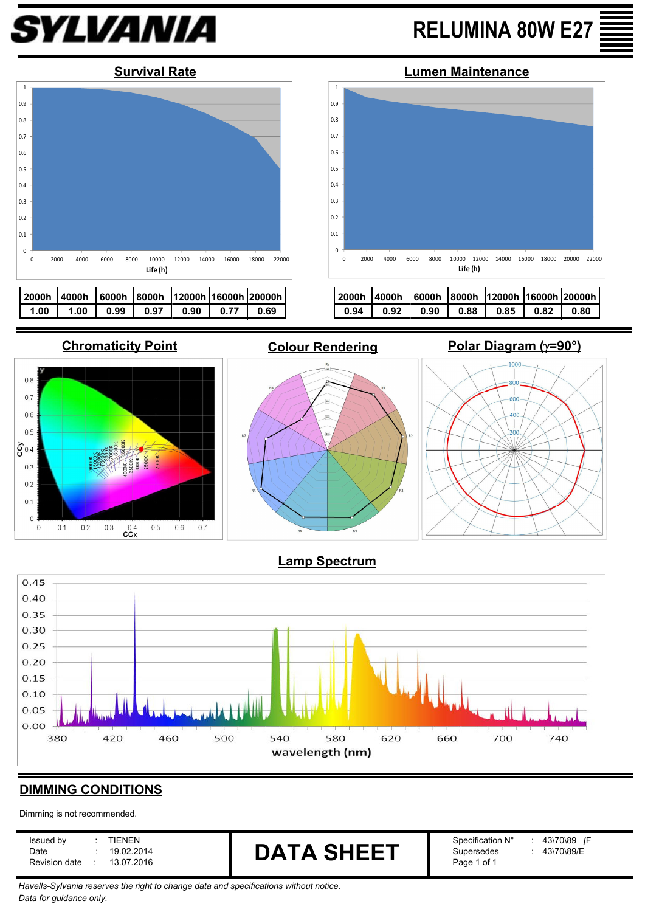# SYLVANIA

## RELUMINA 80W E27

### Survival Rate

1
0.9
0.8
0.7
0.6
0.5
0.4
0.3
0.2
0.1
0
0 2000 4000 6000 8000 10000 12000 14000 16000 18000 22000
Life (h)

| 2000h | 4000h | 6000h | 8000h | 12000h | 16000h | 20000h |
|---|---|---|---|---|---|---|
| 1.00 | 1.00 | 0.99 | 0.97 | 0.90 | 0.77 | 0.69 |

### Lumen Maintenance

1
0.9
0.8
0.7
0.6
0.5
0.4
0.3
0.2
0.1
0
0 2000 4000 6000 8000 10000 12000 14000 16000 18000 20000 22000
Life (h)

| 2000h | 4000h | 6000h | 8000h | 12000h | 16000h | 20000h |
|---|---|---|---|---|---|---|
| 0.94 | 0.92 | 0.90 | 0.88 | 0.85 | 0.82 | 0.80 |

### Chromaticity Point

CCy
0.8
0.7
0.6
0.5
0.4
0.3
0.2
0.1
0
0 0.1 0.2 0.3 0.4 0.5 0.6 0.7
CCx

### Colour Rendering

### Polar Diagram (γ=90°)

1000
800
600
400
200

### Lamp Spectrum

0.45
0.40
0.35
0.30
0.25
0.20
0.15
0.10
0.05
0.00
380 420 460 500 540 580 620 660 700 740
wavelength (nm)

## DIMMING CONDITIONS

Dimming is not recommended.

| | | |
|---|---|---|
| Issued by : TIENEN<br>Date : 19.02.2014<br>Revision date : 13.07.2016 | **DATA SHEET** | Specification N° : 43\70\89 /F<br>Supersedes : 43\70\89/E<br>Page 1 of 1 |

*Havells-Sylvania reserves the right to change data and specifications without notice.*
*Data for guidance only.*